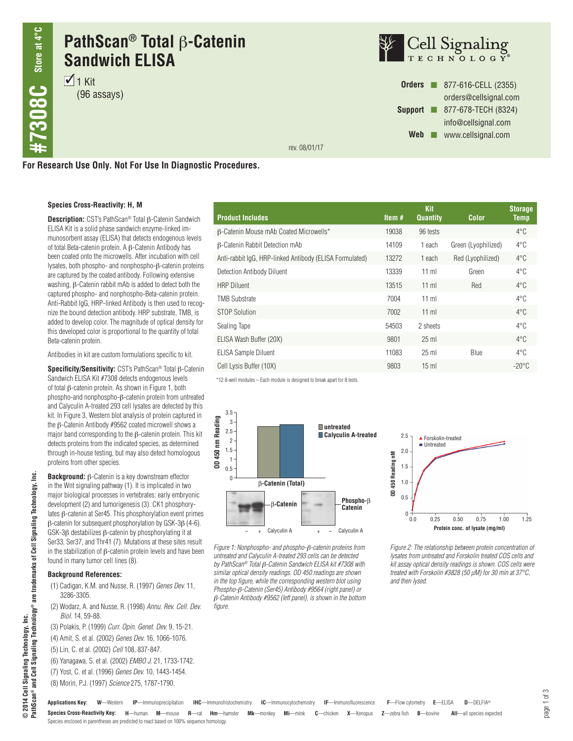# PathScan® Total β-Catenin Sandwich ELISA

**#7308C** Store at 4°C

☑ 1 Kit
(96 assays)

Cell Signaling TECHNOLOGY®

**Orders** ■ 877-616-CELL (2355)
orders@cellsignal.com
**Support** ■ 877-678-TECH (8324)
info@cellsignal.com
**Web** ■ www.cellsignal.com

rev. 08/01/17

**For Research Use Only. Not For Use In Diagnostic Procedures.**

**Species Cross-Reactivity: H, M**

**Description:** CST's PathScan® Total β-Catenin Sandwich ELISA Kit is a solid phase sandwich enzyme-linked immunosorbent assay (ELISA) that detects endogenous levels of total Beta-catenin protein. A β-Catenin Antibody has been coated onto the microwells. After incubation with cell lysates, both phospho- and nonphospho-β-catenin proteins are captured by the coated antibody. Following extensive washing, β-Catenin rabbit mAb is added to detect both the captured phospho- and nonphospho-Beta-catenin protein. Anti-Rabbit IgG, HRP-linked Antibody is then used to recognize the bound detection antibody. HRP substrate, TMB, is added to develop color. The magnitude of optical density for this developed color is proportional to the quantity of total Beta-catenin protein.

Antibodies in kit are custom formulations specific to kit.

**Specificity/Sensitivity:** CST's PathScan® Total β-Catenin Sandwich ELISA Kit #7308 detects endogenous levels of total β-catenin protein. As shown in Figure 1, both phospho-and nonphospho-β-catenin protein from untreated and Calyculin A-treated 293 cell lysates are detected by this kit. In Figure 3, Western blot analysis of protein captured in the β-Catenin Antibody #9562 coated microwell shows a major band corresponding to the β-catenin protein. This kit detects proteins from the indicated species, as determined through in-house testing, but may also detect homologous proteins from other species.

**Background:** β-Catenin is a key downstream effector in the Wnt signaling pathway (1). It is implicated in two major biological processes in vertebrates: early embryonic development (2) and tumorigenesis (3). CK1 phosphorylates β-catenin at Ser45. This phosphorylation event primes β-catenin for subsequent phosphorylation by GSK-3β (4-6). GSK-3β destabilizes β-catenin by phosphorylating it at Ser33, Ser37, and Thr41 (7). Mutations at these sites result in the stabilization of β-catenin protein levels and have been found in many tumor cell lines (8).

### Background References:

(1) Cadigan, K.M. and Nusse, R. (1997) *Genes Dev.* 11, 3286-3305.
(2) Wodarz, A. and Nusse, R. (1998) *Annu. Rev. Cell. Dev. Biol.* 14, 59-88.
(3) Polakis, P. (1999) *Curr. Opin. Genet. Dev.* 9, 15-21.
(4) Amit, S. et al. (2002) *Genes Dev.* 16, 1066-1076.
(5) Lin, C. et al. (2002) *Cell* 108, 837-847.
(6) Yanagawa, S. et al. (2002) *EMBO J.* 21, 1733-1742.
(7) Yost, C. et al. (1996) *Genes Dev.* 10, 1443-1454.
(8) Morin, P.J. (1997) *Science* 275, 1787-1790.

| Product Includes | Item # | Kit Quantity | Color | Storage Temp |
|---|---|---|---|---|
| β-Catenin Mouse mAb Coated Microwells* | 19038 | 96 tests | | 4°C |
| β-Catenin Rabbit Detection mAb | 14109 | 1 each | Green (Lyophilized) | 4°C |
| Anti-rabbit IgG, HRP-linked Antibody (ELISA Formulated) | 13272 | 1 each | Red (Lyophilized) | 4°C |
| Detection Antibody Diluent | 13339 | 11 ml | Green | 4°C |
| HRP Diluent | 13515 | 11 ml | Red | 4°C |
| TMB Substrate | 7004 | 11 ml | | 4°C |
| STOP Solution | 7002 | 11 ml | | 4°C |
| Sealing Tape | 54503 | 2 sheets | | 4°C |
| ELISA Wash Buffer (20X) | 9801 | 25 ml | | 4°C |
| ELISA Sample Diluent | 11083 | 25 ml | Blue | 4°C |
| Cell Lysis Buffer (10X) | 9803 | 15 ml | | -20°C |

*12 8-well modules – Each module is designed to break apart for 8 tests.

*Figure 1: Nonphospho- and phospho-β-catenin proteins from untreated and Calyculin A-treated 293 cells can be detected by PathScan® Total β-Catenin Sandwich ELISA kit #7308 with similar optical density readings. OD 450 readings are shown in the top figure, while the corresponding western blot using Phospho-β-Catenin (Ser45) Antibody #9564 (right panel) or β-Catenin Antibody #9562 (left panel), is shown in the bottom figure.*

*Figure 2: The relationship between protein concentration of lysates from untreated and Forskolin treated COS cells and kit assay optical density readings is shown. COS cells were treated with Forskolin #3828 (50 μM) for 30 min at 37°C, and then lysed.*

**Applications Key:** **W**—Western **IP**—Immunoprecipitation **IHC**—Immunohistochemistry **IC**—Immunocytochemistry **IF**—Immunofluorescence **F**—Flow cytometry **E**—ELISA **D**—DELFIA®

**Species Cross-Reactivity Key:** **H**—human **M**—mouse **R**—rat **Hm**—hamster **Mk**—monkey **Mi**—mink **C**—chicken **X**—Xenopus **Z**—zebra fish **B**—bovine **All**—all species expected

Species enclosed in parentheses are predicted to react based on 100% sequence homology.

© 2014 Cell Signaling Technology, Inc.
PathScan® and Cell Signaling Technology® are trademarks of Cell Signaling Technology, Inc.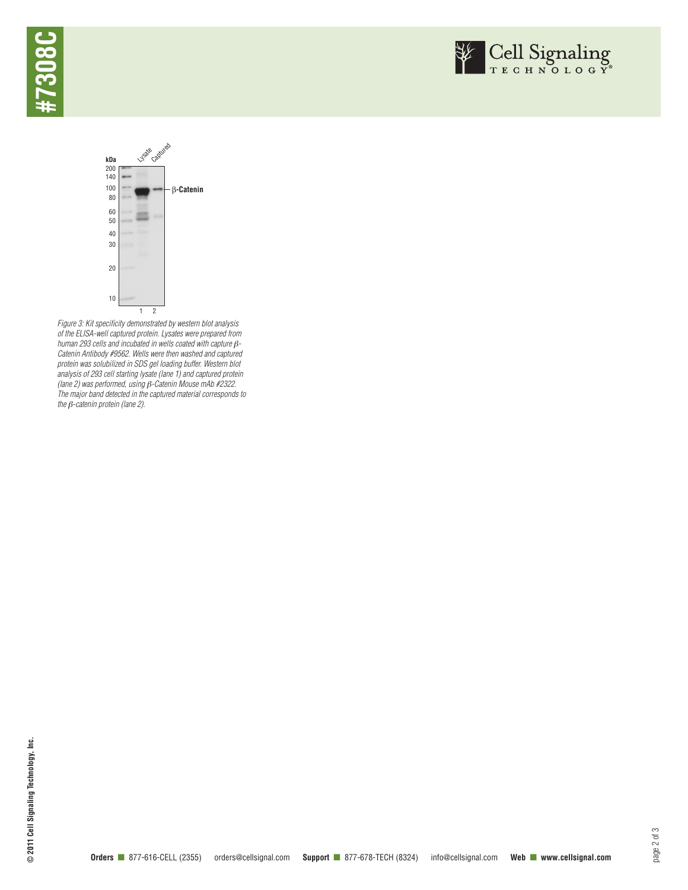Figure 3: Kit specificity demonstrated by western blot analysis of the ELISA-well captured protein. Lysates were prepared from human 293 cells and incubated in wells coated with capture β-Catenin Antibody #9562. Wells were then washed and captured protein was solubilized in SDS gel loading buffer. Western blot analysis of 293 cell starting lysate (lane 1) and captured protein (lane 2) was performed, using β-Catenin Mouse mAb #2322. The major band detected in the captured material corresponds to the β-catenin protein (lane 2).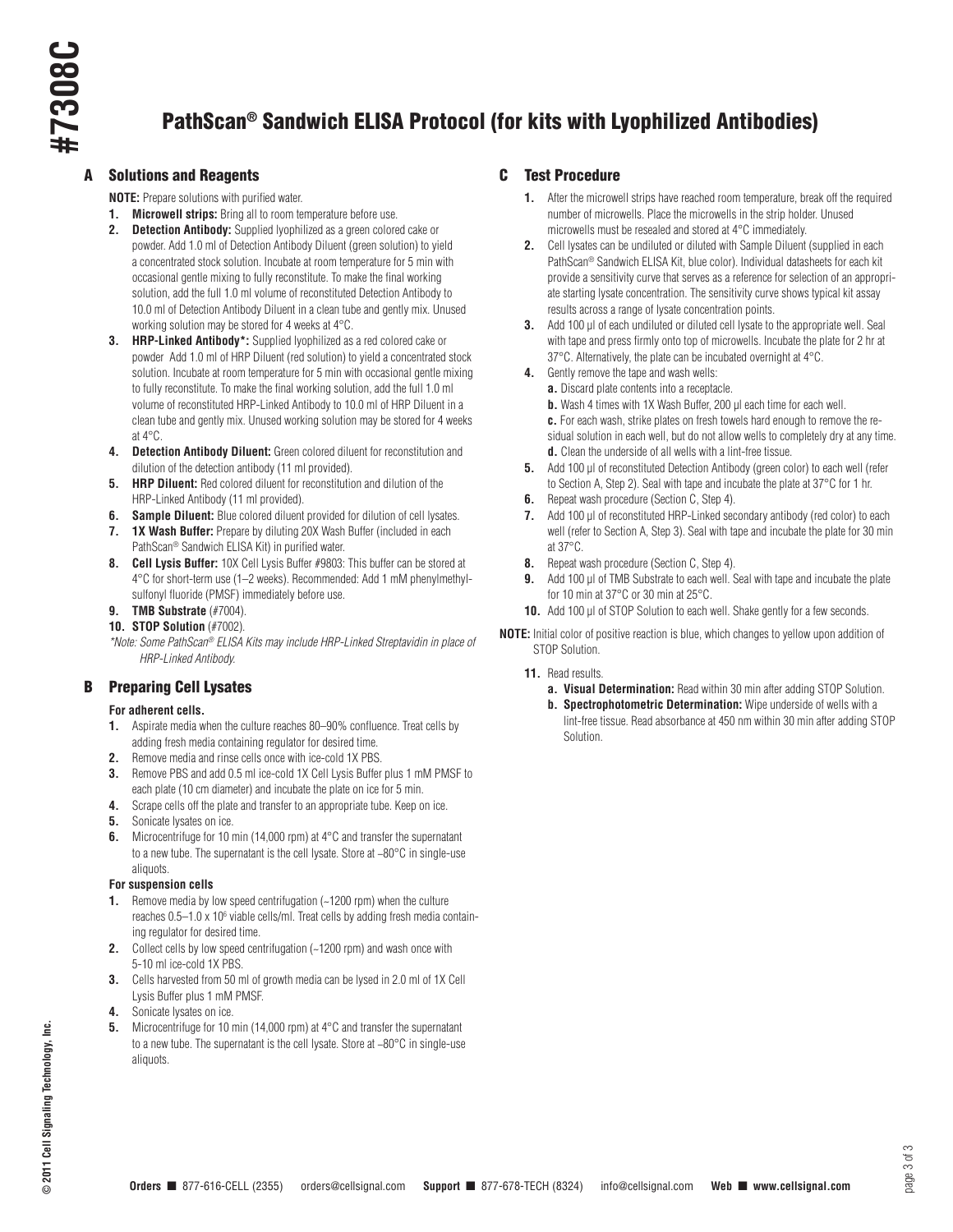# PathScan® Sandwich ELISA Protocol (for kits with Lyophilized Antibodies)

## A Solutions and Reagents

**NOTE:** Prepare solutions with purified water.

1. **Microwell strips:** Bring all to room temperature before use.
2. **Detection Antibody:** Supplied lyophilized as a green colored cake or powder. Add 1.0 ml of Detection Antibody Diluent (green solution) to yield a concentrated stock solution. Incubate at room temperature for 5 min with occasional gentle mixing to fully reconstitute. To make the final working solution, add the full 1.0 ml volume of reconstituted Detection Antibody to 10.0 ml of Detection Antibody Diluent in a clean tube and gently mix. Unused working solution may be stored for 4 weeks at 4°C.
3. **HRP-Linked Antibody\*:** Supplied lyophilized as a red colored cake or powder Add 1.0 ml of HRP Diluent (red solution) to yield a concentrated stock solution. Incubate at room temperature for 5 min with occasional gentle mixing to fully reconstitute. To make the final working solution, add the full 1.0 ml volume of reconstituted HRP-Linked Antibody to 10.0 ml of HRP Diluent in a clean tube and gently mix. Unused working solution may be stored for 4 weeks at 4°C.
4. **Detection Antibody Diluent:** Green colored diluent for reconstitution and dilution of the detection antibody (11 ml provided).
5. **HRP Diluent:** Red colored diluent for reconstitution and dilution of the HRP-Linked Antibody (11 ml provided).
6. **Sample Diluent:** Blue colored diluent provided for dilution of cell lysates.
7. **1X Wash Buffer:** Prepare by diluting 20X Wash Buffer (included in each PathScan® Sandwich ELISA Kit) in purified water.
8. **Cell Lysis Buffer:** 10X Cell Lysis Buffer #9803: This buffer can be stored at 4°C for short-term use (1–2 weeks). Recommended: Add 1 mM phenylmethylsulfonyl fluoride (PMSF) immediately before use.
9. **TMB Substrate** (#7004).
10. **STOP Solution** (#7002).

*\*Note: Some PathScan® ELISA Kits may include HRP-Linked Streptavidin in place of HRP-Linked Antibody.*

## B Preparing Cell Lysates

**For adherent cells.**

1. Aspirate media when the culture reaches 80–90% confluence. Treat cells by adding fresh media containing regulator for desired time.
2. Remove media and rinse cells once with ice-cold 1X PBS.
3. Remove PBS and add 0.5 ml ice-cold 1X Cell Lysis Buffer plus 1 mM PMSF to each plate (10 cm diameter) and incubate the plate on ice for 5 min.
4. Scrape cells off the plate and transfer to an appropriate tube. Keep on ice.
5. Sonicate lysates on ice.
6. Microcentrifuge for 10 min (14,000 rpm) at 4°C and transfer the supernatant to a new tube. The supernatant is the cell lysate. Store at –80°C in single-use aliquots.

**For suspension cells**

1. Remove media by low speed centrifugation (~1200 rpm) when the culture reaches 0.5–1.0 x $10^6$ viable cells/ml. Treat cells by adding fresh media containing regulator for desired time.
2. Collect cells by low speed centrifugation (~1200 rpm) and wash once with 5-10 ml ice-cold 1X PBS.
3. Cells harvested from 50 ml of growth media can be lysed in 2.0 ml of 1X Cell Lysis Buffer plus 1 mM PMSF.
4. Sonicate lysates on ice.
5. Microcentrifuge for 10 min (14,000 rpm) at 4°C and transfer the supernatant to a new tube. The supernatant is the cell lysate. Store at –80°C in single-use aliquots.

## C Test Procedure

1. After the microwell strips have reached room temperature, break off the required number of microwells. Place the microwells in the strip holder. Unused microwells must be resealed and stored at 4°C immediately.
2. Cell lysates can be undiluted or diluted with Sample Diluent (supplied in each PathScan® Sandwich ELISA Kit, blue color). Individual datasheets for each kit provide a sensitivity curve that serves as a reference for selection of an appropriate starting lysate concentration. The sensitivity curve shows typical kit assay results across a range of lysate concentration points.
3. Add 100 µl of each undiluted or diluted cell lysate to the appropriate well. Seal with tape and press firmly onto top of microwells. Incubate the plate for 2 hr at 37°C. Alternatively, the plate can be incubated overnight at 4°C.
4. Gently remove the tape and wash wells:
   - **a.** Discard plate contents into a receptacle.
   - **b.** Wash 4 times with 1X Wash Buffer, 200 µl each time for each well.
   - **c.** For each wash, strike plates on fresh towels hard enough to remove the residual solution in each well, but do not allow wells to completely dry at any time.
   - **d.** Clean the underside of all wells with a lint-free tissue.
5. Add 100 µl of reconstituted Detection Antibody (green color) to each well (refer to Section A, Step 2). Seal with tape and incubate the plate at 37°C for 1 hr.
6. Repeat wash procedure (Section C, Step 4).
7. Add 100 µl of reconstituted HRP-Linked secondary antibody (red color) to each well (refer to Section A, Step 3). Seal with tape and incubate the plate for 30 min at 37°C.
8. Repeat wash procedure (Section C, Step 4).
9. Add 100 µl of TMB Substrate to each well. Seal with tape and incubate the plate for 10 min at 37°C or 30 min at 25°C.
10. Add 100 µl of STOP Solution to each well. Shake gently for a few seconds.

**NOTE:** Initial color of positive reaction is blue, which changes to yellow upon addition of STOP Solution.

11. Read results.
    - **a. Visual Determination:** Read within 30 min after adding STOP Solution.
    - **b. Spectrophotometric Determination:** Wipe underside of wells with a lint-free tissue. Read absorbance at 450 nm within 30 min after adding STOP Solution.